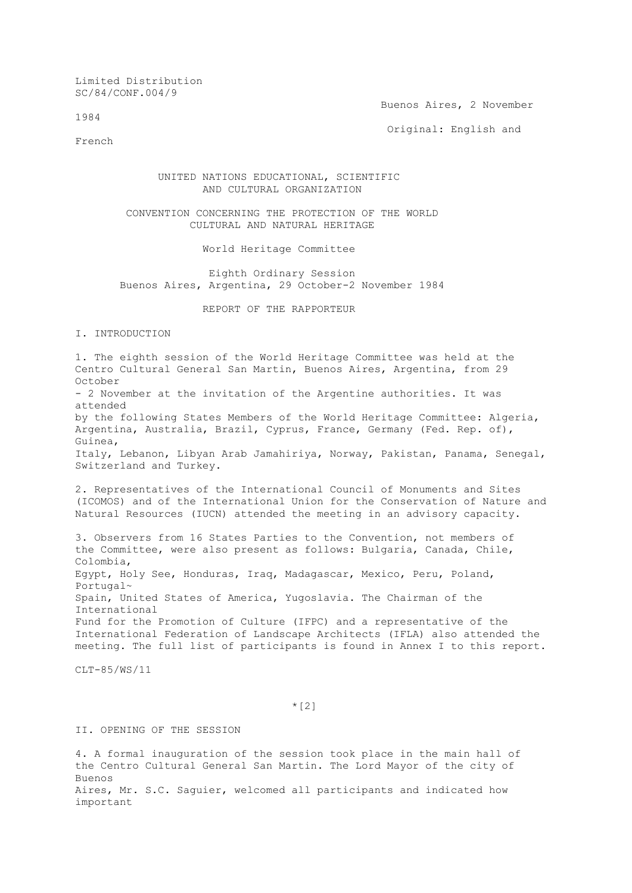Limited Distribution
SC/84/CONF.004/9

Buenos Aires, 2 November 1984

Original: English and French

UNITED NATIONS EDUCATIONAL, SCIENTIFIC AND CULTURAL ORGANIZATION

CONVENTION CONCERNING THE PROTECTION OF THE WORLD CULTURAL AND NATURAL HERITAGE

World Heritage Committee

Eighth Ordinary Session
Buenos Aires, Argentina, 29 October-2 November 1984

REPORT OF THE RAPPORTEUR

## I. INTRODUCTION

1. The eighth session of the World Heritage Committee was held at the Centro Cultural General San Martin, Buenos Aires, Argentina, from 29 October - 2 November at the invitation of the Argentine authorities. It was attended by the following States Members of the World Heritage Committee: Algeria, Argentina, Australia, Brazil, Cyprus, France, Germany (Fed. Rep. of), Guinea, Italy, Lebanon, Libyan Arab Jamahiriya, Norway, Pakistan, Panama, Senegal, Switzerland and Turkey.

2. Representatives of the International Council of Monuments and Sites (ICOMOS) and of the International Union for the Conservation of Nature and Natural Resources (IUCN) attended the meeting in an advisory capacity.

3. Observers from 16 States Parties to the Convention, not members of the Committee, were also present as follows: Bulgaria, Canada, Chile, Colombia, Egypt, Holy See, Honduras, Iraq, Madagascar, Mexico, Peru, Poland, Portugal~ Spain, United States of America, Yugoslavia. The Chairman of the International Fund for the Promotion of Culture (IFPC) and a representative of the International Federation of Landscape Architects (IFLA) also attended the meeting. The full list of participants is found in Annex I to this report.

CLT-85/WS/11

## II. OPENING OF THE SESSION

4. A formal inauguration of the session took place in the main hall of the Centro Cultural General San Martin. The Lord Mayor of the city of Buenos Aires, Mr. S.C. Saguier, welcomed all participants and indicated how important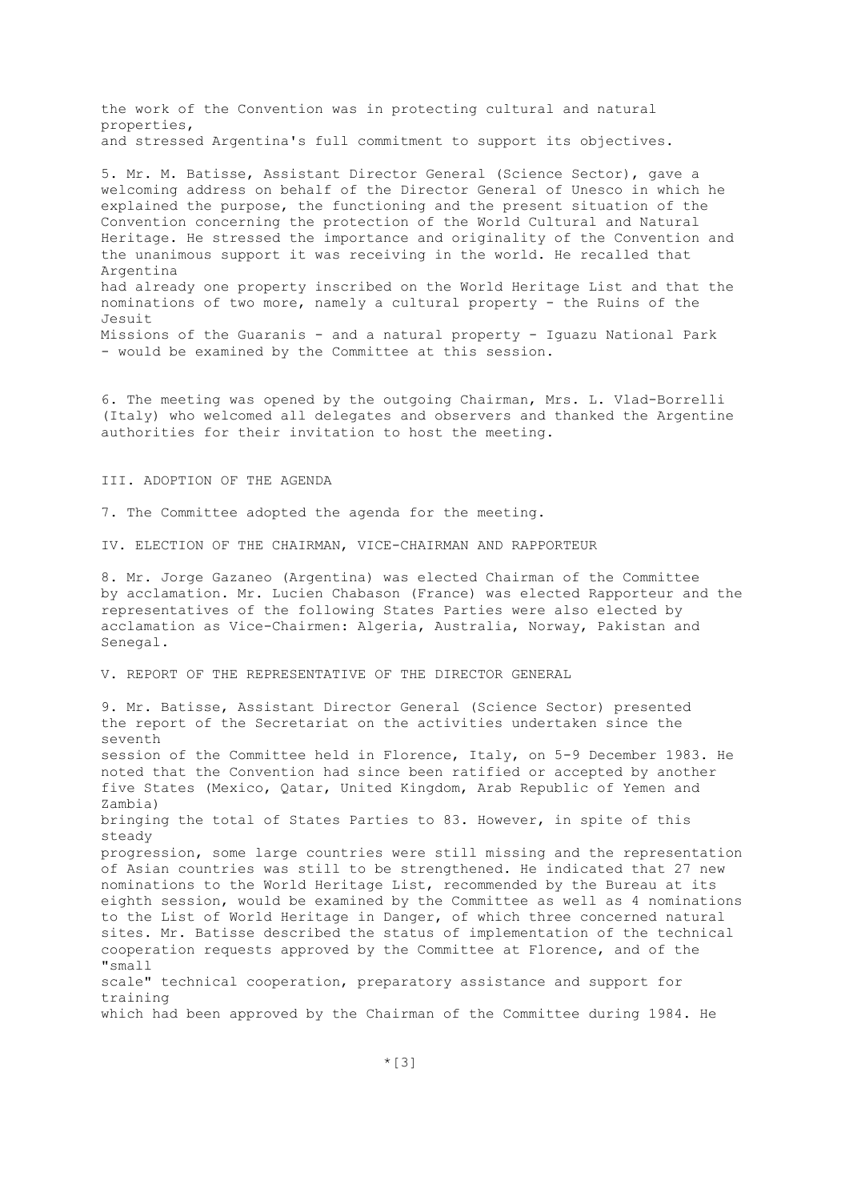the work of the Convention was in protecting cultural and natural properties, and stressed Argentina's full commitment to support its objectives.

5. Mr. M. Batisse, Assistant Director General (Science Sector), gave a welcoming address on behalf of the Director General of Unesco in which he explained the purpose, the functioning and the present situation of the Convention concerning the protection of the World Cultural and Natural Heritage. He stressed the importance and originality of the Convention and the unanimous support it was receiving in the world. He recalled that Argentina had already one property inscribed on the World Heritage List and that the nominations of two more, namely a cultural property - the Ruins of the Jesuit Missions of the Guaranis - and a natural property - Iguazu National Park - would be examined by the Committee at this session.

6. The meeting was opened by the outgoing Chairman, Mrs. L. Vlad-Borrelli (Italy) who welcomed all delegates and observers and thanked the Argentine authorities for their invitation to host the meeting.

## III. ADOPTION OF THE AGENDA

7. The Committee adopted the agenda for the meeting.

## IV. ELECTION OF THE CHAIRMAN, VICE-CHAIRMAN AND RAPPORTEUR

8. Mr. Jorge Gazaneo (Argentina) was elected Chairman of the Committee by acclamation. Mr. Lucien Chabason (France) was elected Rapporteur and the representatives of the following States Parties were also elected by acclamation as Vice-Chairmen: Algeria, Australia, Norway, Pakistan and Senegal.

## V. REPORT OF THE REPRESENTATIVE OF THE DIRECTOR GENERAL

9. Mr. Batisse, Assistant Director General (Science Sector) presented the report of the Secretariat on the activities undertaken since the seventh session of the Committee held in Florence, Italy, on 5-9 December 1983. He noted that the Convention had since been ratified or accepted by another five States (Mexico, Qatar, United Kingdom, Arab Republic of Yemen and Zambia) bringing the total of States Parties to 83. However, in spite of this steady progression, some large countries were still missing and the representation of Asian countries was still to be strengthened. He indicated that 27 new nominations to the World Heritage List, recommended by the Bureau at its eighth session, would be examined by the Committee as well as 4 nominations to the List of World Heritage in Danger, of which three concerned natural sites. Mr. Batisse described the status of implementation of the technical cooperation requests approved by the Committee at Florence, and of the "small scale" technical cooperation, preparatory assistance and support for training which had been approved by the Chairman of the Committee during 1984. He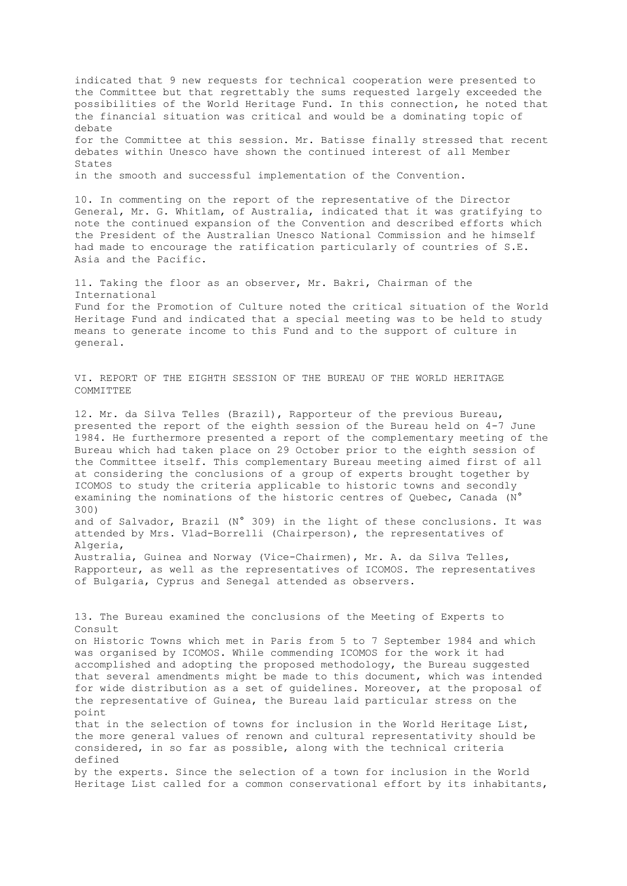indicated that 9 new requests for technical cooperation were presented to the Committee but that regrettably the sums requested largely exceeded the possibilities of the World Heritage Fund. In this connection, he noted that the financial situation was critical and would be a dominating topic of debate for the Committee at this session. Mr. Batisse finally stressed that recent debates within Unesco have shown the continued interest of all Member States in the smooth and successful implementation of the Convention.

10. In commenting on the report of the representative of the Director General, Mr. G. Whitlam, of Australia, indicated that it was gratifying to note the continued expansion of the Convention and described efforts which the President of the Australian Unesco National Commission and he himself had made to encourage the ratification particularly of countries of S.E. Asia and the Pacific.

11. Taking the floor as an observer, Mr. Bakri, Chairman of the International Fund for the Promotion of Culture noted the critical situation of the World Heritage Fund and indicated that a special meeting was to be held to study means to generate income to this Fund and to the support of culture in general.

## VI. REPORT OF THE EIGHTH SESSION OF THE BUREAU OF THE WORLD HERITAGE COMMITTEE

12. Mr. da Silva Telles (Brazil), Rapporteur of the previous Bureau, presented the report of the eighth session of the Bureau held on 4-7 June 1984. He furthermore presented a report of the complementary meeting of the Bureau which had taken place on 29 October prior to the eighth session of the Committee itself. This complementary Bureau meeting aimed first of all at considering the conclusions of a group of experts brought together by ICOMOS to study the criteria applicable to historic towns and secondly examining the nominations of the historic centres of Quebec, Canada (N° 300) and of Salvador, Brazil (N° 309) in the light of these conclusions. It was attended by Mrs. Vlad-Borrelli (Chairperson), the representatives of Algeria, Australia, Guinea and Norway (Vice-Chairmen), Mr. A. da Silva Telles, Rapporteur, as well as the representatives of ICOMOS. The representatives of Bulgaria, Cyprus and Senegal attended as observers.

13. The Bureau examined the conclusions of the Meeting of Experts to Consult on Historic Towns which met in Paris from 5 to 7 September 1984 and which was organised by ICOMOS. While commending ICOMOS for the work it had accomplished and adopting the proposed methodology, the Bureau suggested that several amendments might be made to this document, which was intended for wide distribution as a set of guidelines. Moreover, at the proposal of the representative of Guinea, the Bureau laid particular stress on the point that in the selection of towns for inclusion in the World Heritage List, the more general values of renown and cultural representativity should be considered, in so far as possible, along with the technical criteria defined by the experts. Since the selection of a town for inclusion in the World Heritage List called for a common conservational effort by its inhabitants,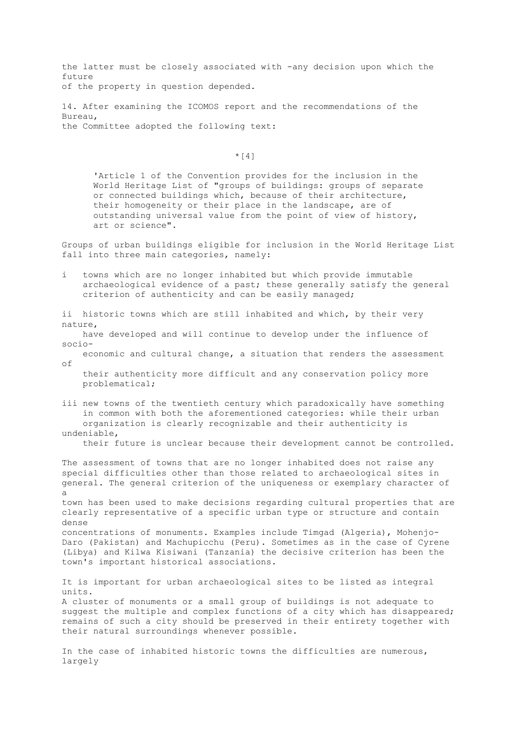the latter must be closely associated with -any decision upon which the future of the property in question depended.

14. After examining the ICOMOS report and the recommendations of the Bureau, the Committee adopted the following text:

*[4]

> 'Article 1 of the Convention provides for the inclusion in the World Heritage List of "groups of buildings: groups of separate or connected buildings which, because of their architecture, their homogeneity or their place in the landscape, are of outstanding universal value from the point of view of history, art or science".

Groups of urban buildings eligible for inclusion in the World Heritage List fall into three main categories, namely:

i towns which are no longer inhabited but which provide immutable archaeological evidence of a past; these generally satisfy the general criterion of authenticity and can be easily managed;

ii historic towns which are still inhabited and which, by their very nature, have developed and will continue to develop under the influence of socio-economic and cultural change, a situation that renders the assessment of their authenticity more difficult and any conservation policy more problematical;

iii new towns of the twentieth century which paradoxically have something in common with both the aforementioned categories: while their urban organization is clearly recognizable and their authenticity is undeniable, their future is unclear because their development cannot be controlled.

The assessment of towns that are no longer inhabited does not raise any special difficulties other than those related to archaeological sites in general. The general criterion of the uniqueness or exemplary character of a town has been used to make decisions regarding cultural properties that are clearly representative of a specific urban type or structure and contain dense concentrations of monuments. Examples include Timgad (Algeria), Mohenjo-Daro (Pakistan) and Machupicchu (Peru). Sometimes as in the case of Cyrene (Libya) and Kilwa Kisiwani (Tanzania) the decisive criterion has been the town's important historical associations.

It is important for urban archaeological sites to be listed as integral units. A cluster of monuments or a small group of buildings is not adequate to suggest the multiple and complex functions of a city which has disappeared; remains of such a city should be preserved in their entirety together with their natural surroundings whenever possible.

In the case of inhabited historic towns the difficulties are numerous, largely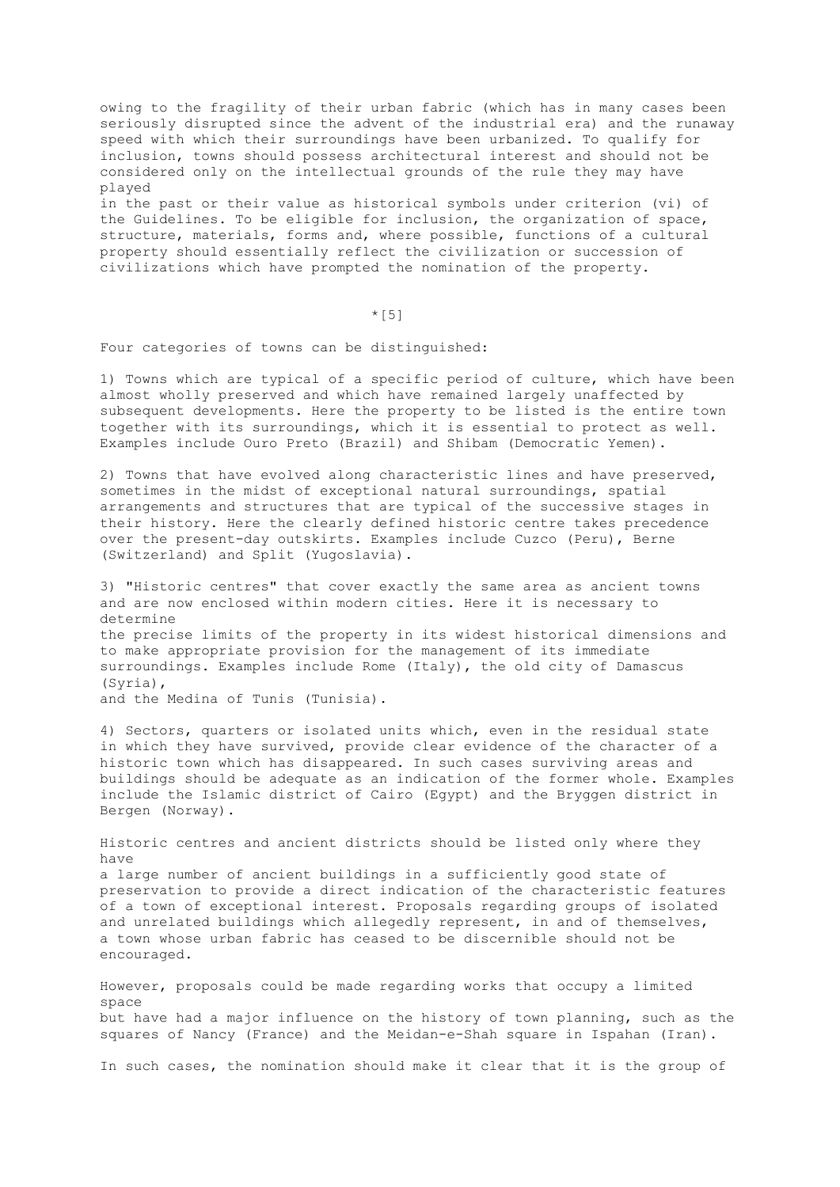owing to the fragility of their urban fabric (which has in many cases been seriously disrupted since the advent of the industrial era) and the runaway speed with which their surroundings have been urbanized. To qualify for inclusion, towns should possess architectural interest and should not be considered only on the intellectual grounds of the rule they may have played in the past or their value as historical symbols under criterion (vi) of the Guidelines. To be eligible for inclusion, the organization of space, structure, materials, forms and, where possible, functions of a cultural property should essentially reflect the civilization or succession of civilizations which have prompted the nomination of the property.

*[5]

Four categories of towns can be distinguished:

1) Towns which are typical of a specific period of culture, which have been almost wholly preserved and which have remained largely unaffected by subsequent developments. Here the property to be listed is the entire town together with its surroundings, which it is essential to protect as well. Examples include Ouro Preto (Brazil) and Shibam (Democratic Yemen).

2) Towns that have evolved along characteristic lines and have preserved, sometimes in the midst of exceptional natural surroundings, spatial arrangements and structures that are typical of the successive stages in their history. Here the clearly defined historic centre takes precedence over the present-day outskirts. Examples include Cuzco (Peru), Berne (Switzerland) and Split (Yugoslavia).

3) "Historic centres" that cover exactly the same area as ancient towns and are now enclosed within modern cities. Here it is necessary to determine the precise limits of the property in its widest historical dimensions and to make appropriate provision for the management of its immediate surroundings. Examples include Rome (Italy), the old city of Damascus (Syria), and the Medina of Tunis (Tunisia).

4) Sectors, quarters or isolated units which, even in the residual state in which they have survived, provide clear evidence of the character of a historic town which has disappeared. In such cases surviving areas and buildings should be adequate as an indication of the former whole. Examples include the Islamic district of Cairo (Egypt) and the Bryggen district in Bergen (Norway).

Historic centres and ancient districts should be listed only where they have a large number of ancient buildings in a sufficiently good state of preservation to provide a direct indication of the characteristic features of a town of exceptional interest. Proposals regarding groups of isolated and unrelated buildings which allegedly represent, in and of themselves, a town whose urban fabric has ceased to be discernible should not be encouraged.

However, proposals could be made regarding works that occupy a limited space but have had a major influence on the history of town planning, such as the squares of Nancy (France) and the Meidan-e-Shah square in Ispahan (Iran).

In such cases, the nomination should make it clear that it is the group of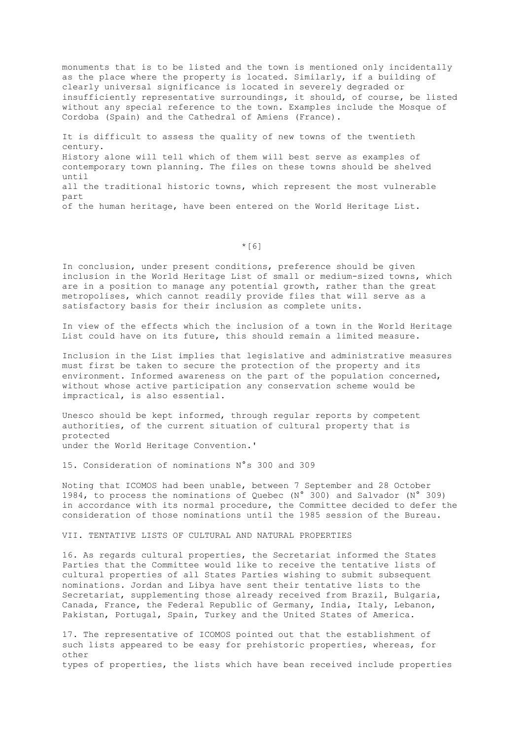monuments that is to be listed and the town is mentioned only incidentally as the place where the property is located. Similarly, if a building of clearly universal significance is located in severely degraded or insufficiently representative surroundings, it should, of course, be listed without any special reference to the town. Examples include the Mosque of Cordoba (Spain) and the Cathedral of Amiens (France).

It is difficult to assess the quality of new towns of the twentieth century. History alone will tell which of them will best serve as examples of contemporary town planning. The files on these towns should be shelved until all the traditional historic towns, which represent the most vulnerable part of the human heritage, have been entered on the World Heritage List.

*[6]

In conclusion, under present conditions, preference should be given inclusion in the World Heritage List of small or medium-sized towns, which are in a position to manage any potential growth, rather than the great metropolises, which cannot readily provide files that will serve as a satisfactory basis for their inclusion as complete units.

In view of the effects which the inclusion of a town in the World Heritage List could have on its future, this should remain a limited measure.

Inclusion in the List implies that legislative and administrative measures must first be taken to secure the protection of the property and its environment. Informed awareness on the part of the population concerned, without whose active participation any conservation scheme would be impractical, is also essential.

Unesco should be kept informed, through regular reports by competent authorities, of the current situation of cultural property that is protected under the World Heritage Convention.'

15. Consideration of nominations N°s 300 and 309

Noting that ICOMOS had been unable, between 7 September and 28 October 1984, to process the nominations of Quebec (N° 300) and Salvador (N° 309) in accordance with its normal procedure, the Committee decided to defer the consideration of those nominations until the 1985 session of the Bureau.

## VII. TENTATIVE LISTS OF CULTURAL AND NATURAL PROPERTIES

16. As regards cultural properties, the Secretariat informed the States Parties that the Committee would like to receive the tentative lists of cultural properties of all States Parties wishing to submit subsequent nominations. Jordan and Libya have sent their tentative lists to the Secretariat, supplementing those already received from Brazil, Bulgaria, Canada, France, the Federal Republic of Germany, India, Italy, Lebanon, Pakistan, Portugal, Spain, Turkey and the United States of America.

17. The representative of ICOMOS pointed out that the establishment of such lists appeared to be easy for prehistoric properties, whereas, for other types of properties, the lists which have bean received include properties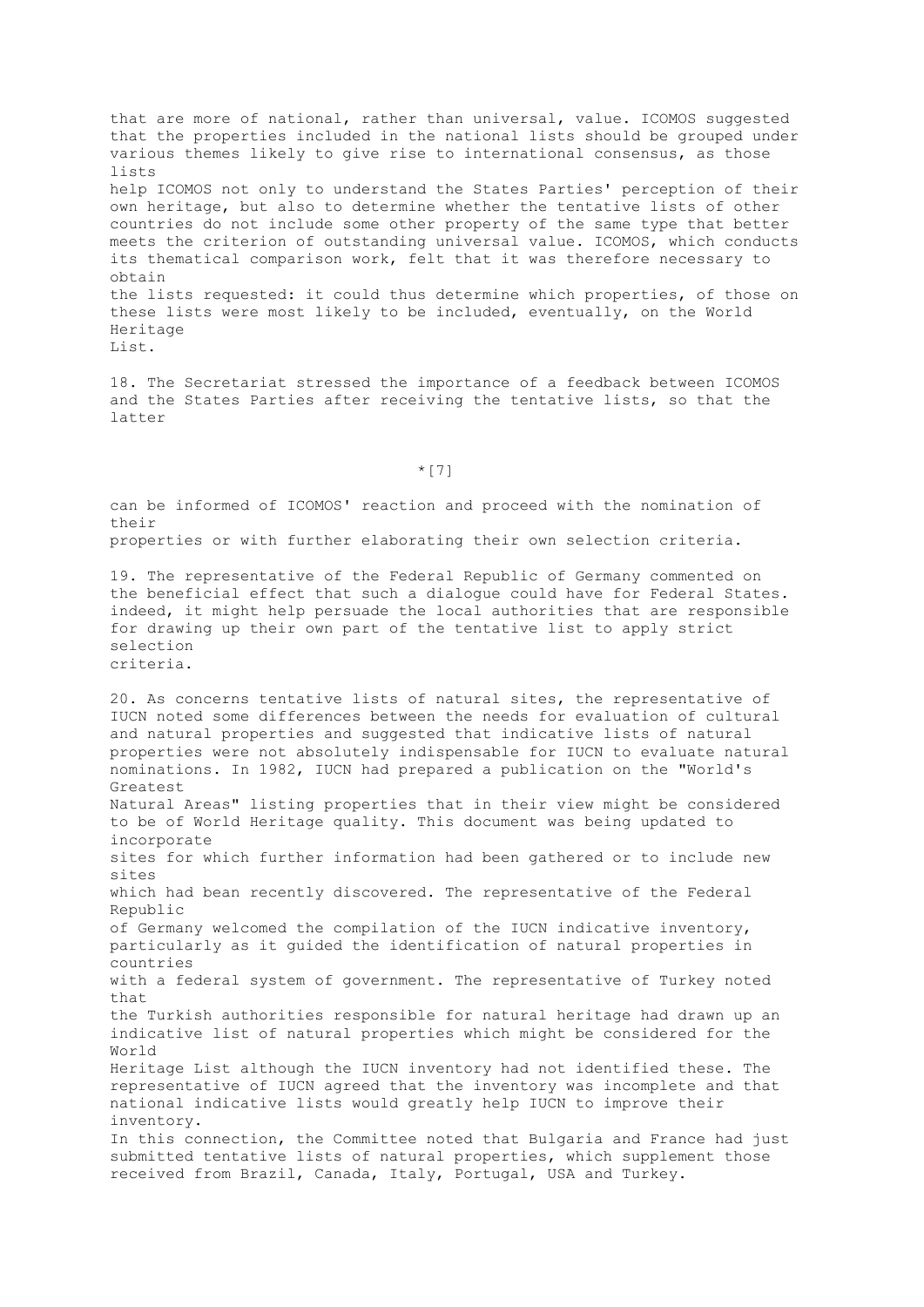that are more of national, rather than universal, value. ICOMOS suggested that the properties included in the national lists should be grouped under various themes likely to give rise to international consensus, as those lists help ICOMOS not only to understand the States Parties' perception of their own heritage, but also to determine whether the tentative lists of other countries do not include some other property of the same type that better meets the criterion of outstanding universal value. ICOMOS, which conducts its thematical comparison work, felt that it was therefore necessary to obtain the lists requested: it could thus determine which properties, of those on these lists were most likely to be included, eventually, on the World Heritage List.

18. The Secretariat stressed the importance of a feedback between ICOMOS and the States Parties after receiving the tentative lists, so that the latter can be informed of ICOMOS' reaction and proceed with the nomination of their properties or with further elaborating their own selection criteria.

19. The representative of the Federal Republic of Germany commented on the beneficial effect that such a dialogue could have for Federal States. indeed, it might help persuade the local authorities that are responsible for drawing up their own part of the tentative list to apply strict selection criteria.

20. As concerns tentative lists of natural sites, the representative of IUCN noted some differences between the needs for evaluation of cultural and natural properties and suggested that indicative lists of natural properties were not absolutely indispensable for IUCN to evaluate natural nominations. In 1982, IUCN had prepared a publication on the "World's Greatest Natural Areas" listing properties that in their view might be considered to be of World Heritage quality. This document was being updated to incorporate sites for which further information had been gathered or to include new sites which had bean recently discovered. The representative of the Federal Republic of Germany welcomed the compilation of the IUCN indicative inventory, particularly as it guided the identification of natural properties in countries with a federal system of government. The representative of Turkey noted that the Turkish authorities responsible for natural heritage had drawn up an indicative list of natural properties which might be considered for the World Heritage List although the IUCN inventory had not identified these. The representative of IUCN agreed that the inventory was incomplete and that national indicative lists would greatly help IUCN to improve their inventory.
In this connection, the Committee noted that Bulgaria and France had just submitted tentative lists of natural properties, which supplement those received from Brazil, Canada, Italy, Portugal, USA and Turkey.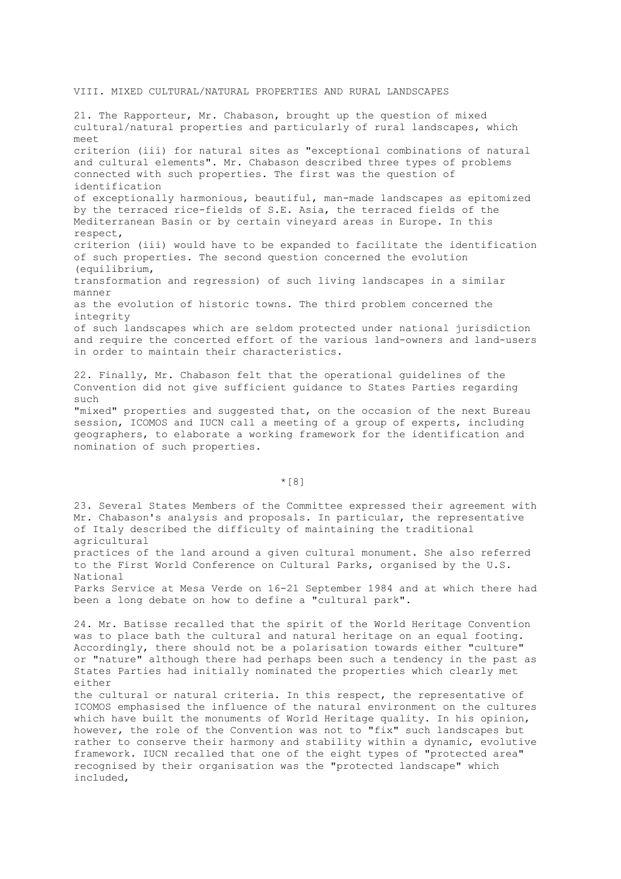## VIII. MIXED CULTURAL/NATURAL PROPERTIES AND RURAL LANDSCAPES

21. The Rapporteur, Mr. Chabason, brought up the question of mixed cultural/natural properties and particularly of rural landscapes, which meet criterion (iii) for natural sites as "exceptional combinations of natural and cultural elements". Mr. Chabason described three types of problems connected with such properties. The first was the question of identification of exceptionally harmonious, beautiful, man-made landscapes as epitomized by the terraced rice-fields of S.E. Asia, the terraced fields of the Mediterranean Basin or by certain vineyard areas in Europe. In this respect, criterion (iii) would have to be expanded to facilitate the identification of such properties. The second question concerned the evolution (equilibrium, transformation and regression) of such living landscapes in a similar manner as the evolution of historic towns. The third problem concerned the integrity of such landscapes which are seldom protected under national jurisdiction and require the concerted effort of the various land-owners and land-users in order to maintain their characteristics.

22. Finally, Mr. Chabason felt that the operational guidelines of the Convention did not give sufficient guidance to States Parties regarding such "mixed" properties and suggested that, on the occasion of the next Bureau session, ICOMOS and IUCN call a meeting of a group of experts, including geographers, to elaborate a working framework for the identification and nomination of such properties.

*[8]

23. Several States Members of the Committee expressed their agreement with Mr. Chabason's analysis and proposals. In particular, the representative of Italy described the difficulty of maintaining the traditional agricultural practices of the land around a given cultural monument. She also referred to the First World Conference on Cultural Parks, organised by the U.S. National Parks Service at Mesa Verde on 16-21 September 1984 and at which there had been a long debate on how to define a "cultural park".

24. Mr. Batisse recalled that the spirit of the World Heritage Convention was to place bath the cultural and natural heritage on an equal footing. Accordingly, there should not be a polarisation towards either "culture" or "nature" although there had perhaps been such a tendency in the past as States Parties had initially nominated the properties which clearly met either the cultural or natural criteria. In this respect, the representative of ICOMOS emphasised the influence of the natural environment on the cultures which have built the monuments of World Heritage quality. In his opinion, however, the role of the Convention was not to "fix" such landscapes but rather to conserve their harmony and stability within a dynamic, evolutive framework. IUCN recalled that one of the eight types of "protected area" recognised by their organisation was the "protected landscape" which included,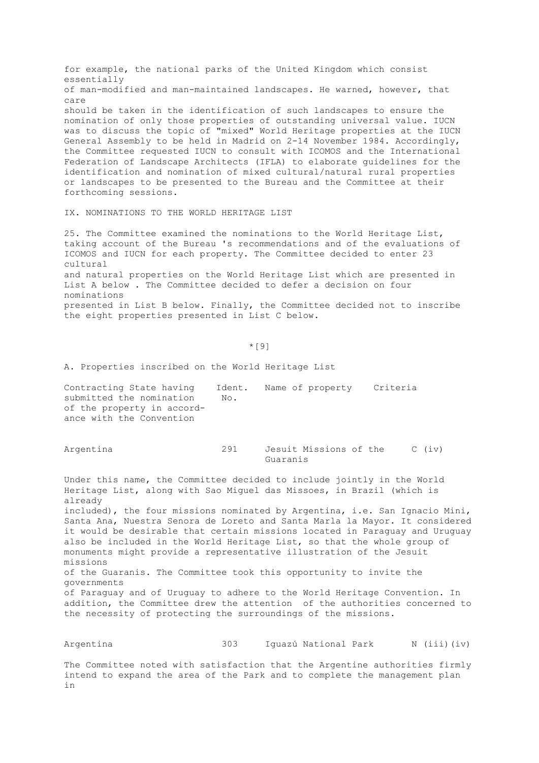for example, the national parks of the United Kingdom which consist essentially of man-modified and man-maintained landscapes. He warned, however, that care should be taken in the identification of such landscapes to ensure the nomination of only those properties of outstanding universal value. IUCN was to discuss the topic of "mixed" World Heritage properties at the IUCN General Assembly to be held in Madrid on 2-14 November 1984. Accordingly, the Committee requested IUCN to consult with ICOMOS and the International Federation of Landscape Architects (IFLA) to elaborate guidelines for the identification and nomination of mixed cultural/natural rural properties or landscapes to be presented to the Bureau and the Committee at their forthcoming sessions.

## IX. NOMINATIONS TO THE WORLD HERITAGE LIST

25. The Committee examined the nominations to the World Heritage List, taking account of the Bureau 's recommendations and of the evaluations of ICOMOS and IUCN for each property. The Committee decided to enter 23 cultural and natural properties on the World Heritage List which are presented in List A below . The Committee decided to defer a decision on four nominations presented in List B below. Finally, the Committee decided not to inscribe the eight properties presented in List C below.

*[9]

### A. Properties inscribed on the World Heritage List

| Contracting State having submitted the nomination of the property in accordance with the Convention | Ident. No. | Name of property | Criteria |
|---|---|---|---|
| Argentina | 291 | Jesuit Missions of the Guaranis | C (iv) |

Under this name, the Committee decided to include jointly in the World Heritage List, along with Sao Miguel das Missoes, in Brazil (which is already included), the four missions nominated by Argentina, i.e. San Ignacio Mini, Santa Ana, Nuestra Senora de Loreto and Santa Marla la Mayor. It considered it would be desirable that certain missions located in Paraguay and Uruguay also be included in the World Heritage List, so that the whole group of monuments might provide a representative illustration of the Jesuit missions of the Guaranis. The Committee took this opportunity to invite the governments of Paraguay and of Uruguay to adhere to the World Heritage Convention. In addition, the Committee drew the attention of the authorities concerned to the necessity of protecting the surroundings of the missions.

| | | | |
|---|---|---|---|
| Argentina | 303 | Iguazú National Park | N (iii)(iv) |

The Committee noted with satisfaction that the Argentine authorities firmly intend to expand the area of the Park and to complete the management plan in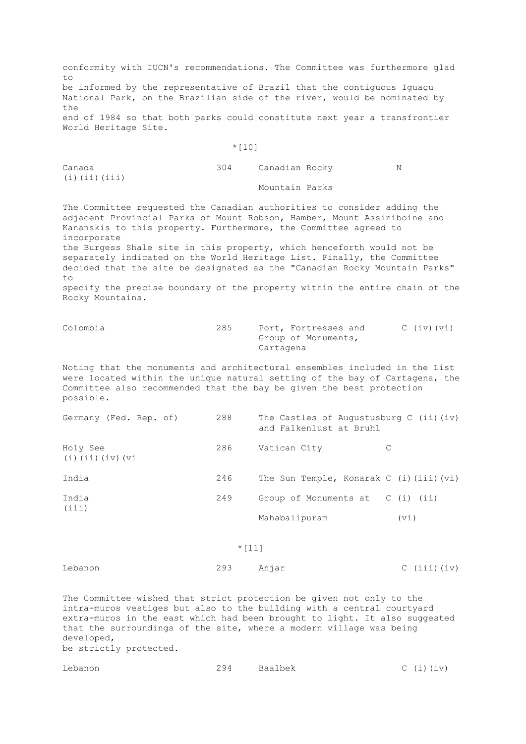conformity with IUCN's recommendations. The Committee was furthermore glad to be informed by the representative of Brazil that the contiguous Iguaçu National Park, on the Brazilian side of the river, would be nominated by the end of 1984 so that both parks could constitute next year a transfrontier World Heritage Site.

*[10]

| | | | |
|---|---|---|---|
| Canada | 304 | Canadian Rocky Mountain Parks | N (i)(ii)(iii) |

The Committee requested the Canadian authorities to consider adding the adjacent Provincial Parks of Mount Robson, Hamber, Mount Assiniboine and Kananskis to this property. Furthermore, the Committee agreed to incorporate the Burgess Shale site in this property, which henceforth would not be separately indicated on the World Heritage List. Finally, the Committee decided that the site be designated as the "Canadian Rocky Mountain Parks" to specify the precise boundary of the property within the entire chain of the Rocky Mountains.

| | | | |
|---|---|---|---|
| Colombia | 285 | Port, Fortresses and Group of Monuments, Cartagena | C (iv)(vi) |

Noting that the monuments and architectural ensembles included in the List were located within the unique natural setting of the bay of Cartagena, the Committee also recommended that the bay be given the best protection possible.

| | | | |
|---|---|---|---|
| Germany (Fed. Rep. of) | 288 | The Castles of Augustusburg and Falkenlust at Bruhl | C (ii)(iv) |
| Holy See | 286 | Vatican City | C (i)(ii)(iv)(vi |
| India | 246 | The Sun Temple, Konarak | C (i)(iii)(vi) |
| India | 249 | Group of Monuments at Mahabalipuram | C (i) (ii) (iii) (vi) |

*[11]

| | | | |
|---|---|---|---|
| Lebanon | 293 | Anjar | C (iii)(iv) |

The Committee wished that strict protection be given not only to the intra-muros vestiges but also to the building with a central courtyard extra-muros in the east which had been brought to light. It also suggested that the surroundings of the site, where a modern village was being developed, be strictly protected.

| | | | |
|---|---|---|---|
| Lebanon | 294 | Baalbek | C (i)(iv) |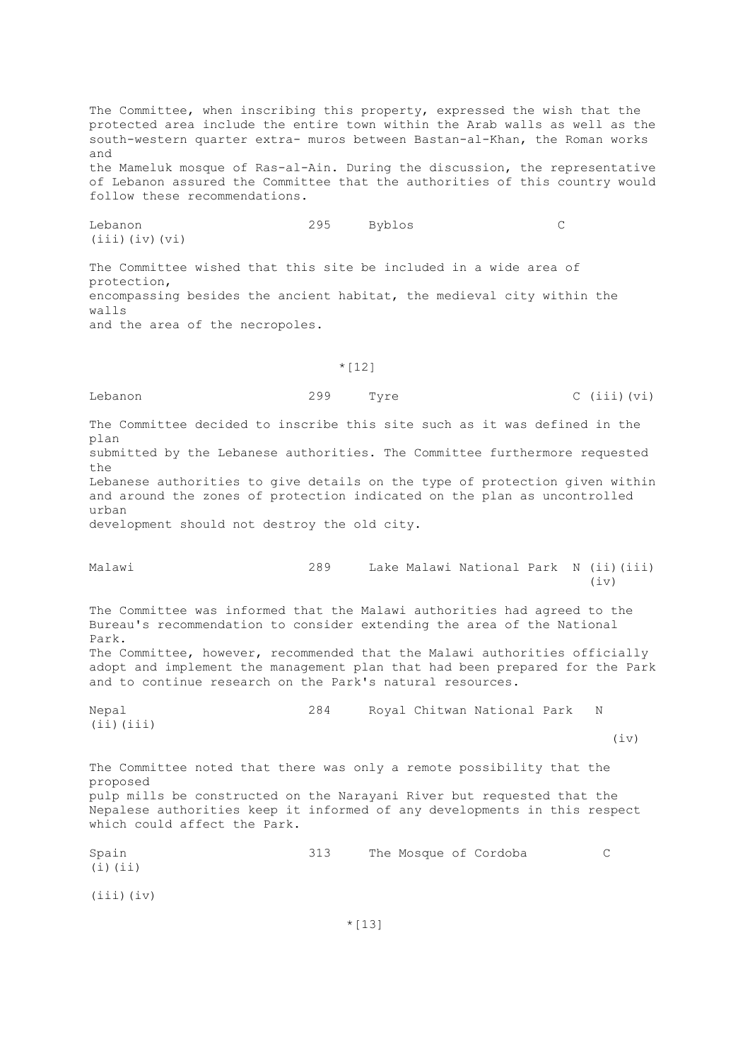The Committee, when inscribing this property, expressed the wish that the protected area include the entire town within the Arab walls as well as the south-western quarter extra- muros between Bastan-al-Khan, the Roman works and the Mameluk mosque of Ras-al-Ain. During the discussion, the representative of Lebanon assured the Committee that the authorities of this country would follow these recommendations.

| | | | |
|---|---|---|---|
| Lebanon | 295 | Byblos | C (iii)(iv)(vi) |

The Committee wished that this site be included in a wide area of protection, encompassing besides the ancient habitat, the medieval city within the walls and the area of the necropoles.

*[12]

| | | | |
|---|---|---|---|
| Lebanon | 299 | Tyre | C (iii)(vi) |

The Committee decided to inscribe this site such as it was defined in the plan submitted by the Lebanese authorities. The Committee furthermore requested the Lebanese authorities to give details on the type of protection given within and around the zones of protection indicated on the plan as uncontrolled urban development should not destroy the old city.

| | | | |
|---|---|---|---|
| Malawi | 289 | Lake Malawi National Park | N (ii)(iii)(iv) |

The Committee was informed that the Malawi authorities had agreed to the Bureau's recommendation to consider extending the area of the National Park. The Committee, however, recommended that the Malawi authorities officially adopt and implement the management plan that had been prepared for the Park and to continue research on the Park's natural resources.

| | | | |
|---|---|---|---|
| Nepal | 284 | Royal Chitwan National Park | N (ii)(iii)(iv) |

The Committee noted that there was only a remote possibility that the proposed pulp mills be constructed on the Narayani River but requested that the Nepalese authorities keep it informed of any developments in this respect which could affect the Park.

| | | | |
|---|---|---|---|
| Spain | 313 | The Mosque of Cordoba | C (i)(ii)(iii)(iv) |

*[13]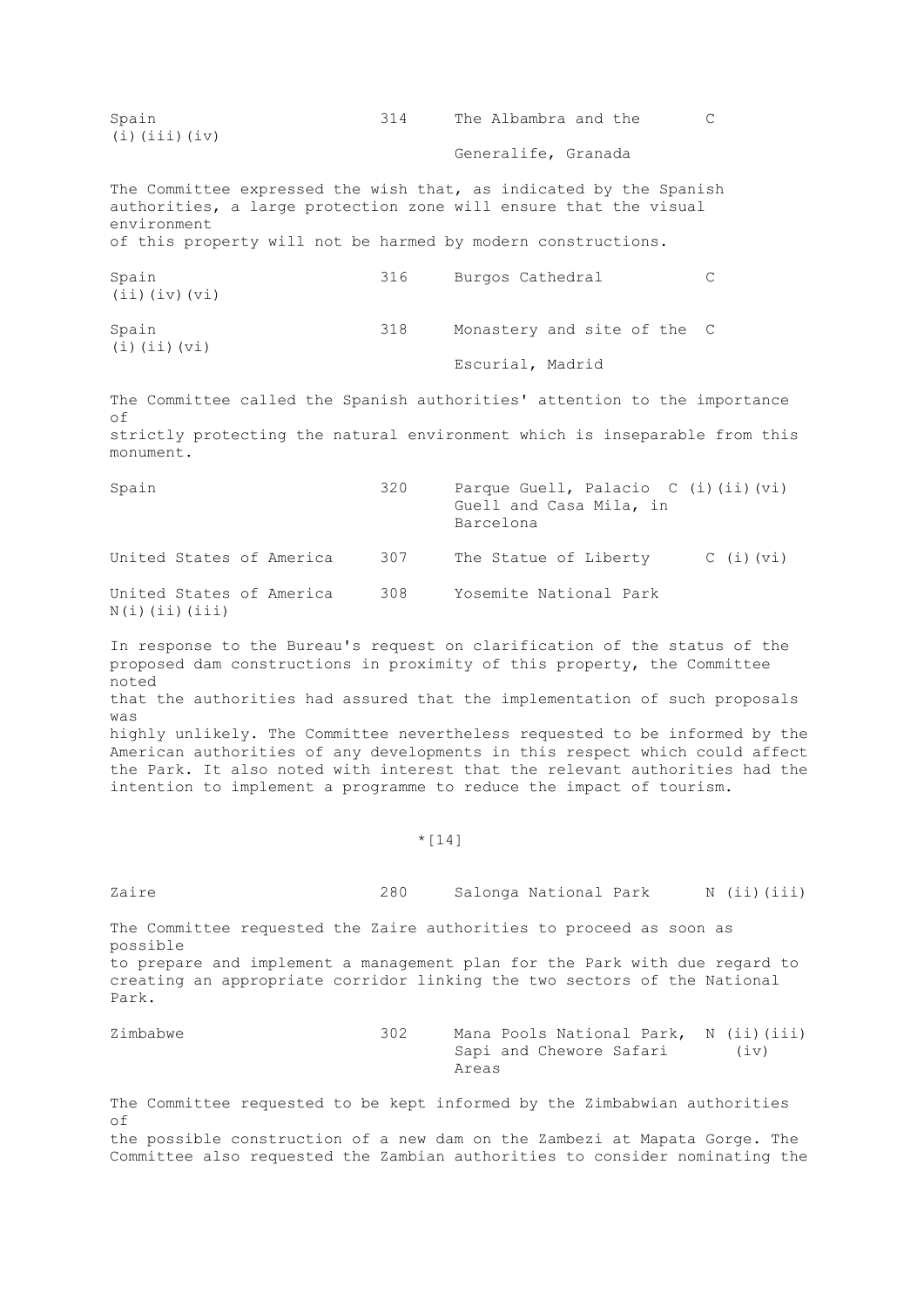Spain (i)(iii)(iv) — 314 — The Albambra and the Generalife, Granada — C

The Committee expressed the wish that, as indicated by the Spanish authorities, a large protection zone will ensure that the visual environment of this property will not be harmed by modern constructions.

Spain (ii)(iv)(vi) — 316 — Burgos Cathedral — C

Spain (i)(ii)(vi) — 318 — Monastery and site of the Escurial, Madrid — C

The Committee called the Spanish authorities' attention to the importance of strictly protecting the natural environment which is inseparable from this monument.

Spain — 320 — Parque Guell, Palacio Guell and Casa Mila, in Barcelona — C (i)(ii)(vi)

United States of America — 307 — The Statue of Liberty — C (i)(vi)

United States of America N(i)(ii)(iii) — 308 — Yosemite National Park

In response to the Bureau's request on clarification of the status of the proposed dam constructions in proximity of this property, the Committee noted that the authorities had assured that the implementation of such proposals was highly unlikely. The Committee nevertheless requested to be informed by the American authorities of any developments in this respect which could affect the Park. It also noted with interest that the relevant authorities had the intention to implement a programme to reduce the impact of tourism.

*[14]

Zaire — 280 — Salonga National Park — N (ii)(iii)

The Committee requested the Zaire authorities to proceed as soon as possible to prepare and implement a management plan for the Park with due regard to creating an appropriate corridor linking the two sectors of the National Park.

Zimbabwe — 302 — Mana Pools National Park, Sapi and Chewore Safari Areas — N (ii)(iii)(iv)

The Committee requested to be kept informed by the Zimbabwian authorities of the possible construction of a new dam on the Zambezi at Mapata Gorge. The Committee also requested the Zambian authorities to consider nominating the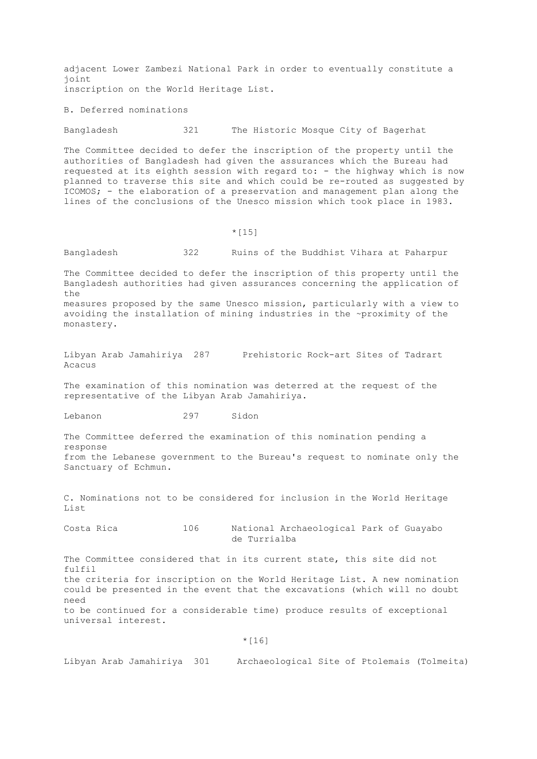adjacent Lower Zambezi National Park in order to eventually constitute a joint inscription on the World Heritage List.

B. Deferred nominations

Bangladesh 321 The Historic Mosque City of Bagerhat

The Committee decided to defer the inscription of the property until the authorities of Bangladesh had given the assurances which the Bureau had requested at its eighth session with regard to: - the highway which is now planned to traverse this site and which could be re-routed as suggested by ICOMOS; - the elaboration of a preservation and management plan along the lines of the conclusions of the Unesco mission which took place in 1983.

*[15]

Bangladesh 322 Ruins of the Buddhist Vihara at Paharpur

The Committee decided to defer the inscription of this property until the Bangladesh authorities had given assurances concerning the application of the measures proposed by the same Unesco mission, particularly with a view to avoiding the installation of mining industries in the ~proximity of the monastery.

Libyan Arab Jamahiriya 287 Prehistoric Rock-art Sites of Tadrart Acacus

The examination of this nomination was deterred at the request of the representative of the Libyan Arab Jamahiriya.

Lebanon 297 Sidon

The Committee deferred the examination of this nomination pending a response from the Lebanese government to the Bureau's request to nominate only the Sanctuary of Echmun.

C. Nominations not to be considered for inclusion in the World Heritage List

Costa Rica 106 National Archaeological Park of Guayabo de Turrialba

The Committee considered that in its current state, this site did not fulfil the criteria for inscription on the World Heritage List. A new nomination could be presented in the event that the excavations (which will no doubt need to be continued for a considerable time) produce results of exceptional universal interest.

*[16]

Libyan Arab Jamahiriya 301 Archaeological Site of Ptolemais (Tolmeita)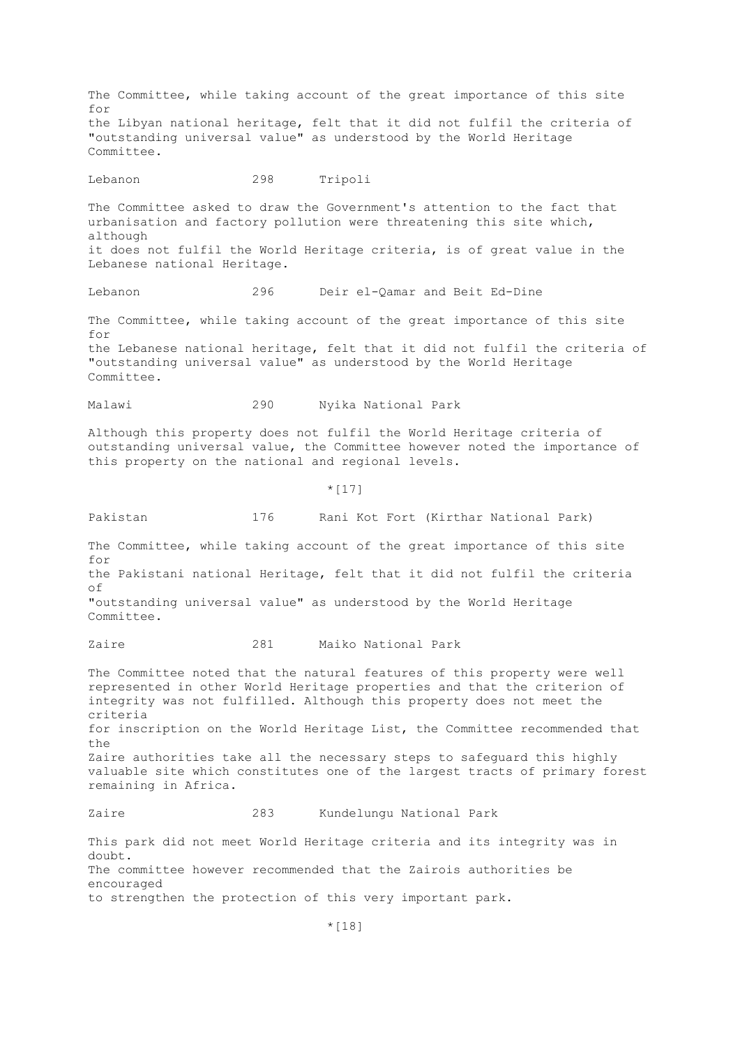The Committee, while taking account of the great importance of this site for the Libyan national heritage, felt that it did not fulfil the criteria of "outstanding universal value" as understood by the World Heritage Committee.

Lebanon 298 Tripoli

The Committee asked to draw the Government's attention to the fact that urbanisation and factory pollution were threatening this site which, although it does not fulfil the World Heritage criteria, is of great value in the Lebanese national Heritage.

Lebanon 296 Deir el-Qamar and Beit Ed-Dine

The Committee, while taking account of the great importance of this site for the Lebanese national heritage, felt that it did not fulfil the criteria of "outstanding universal value" as understood by the World Heritage Committee.

Malawi 290 Nyika National Park

Although this property does not fulfil the World Heritage criteria of outstanding universal value, the Committee however noted the importance of this property on the national and regional levels.

*[17]

Pakistan 176 Rani Kot Fort (Kirthar National Park)

The Committee, while taking account of the great importance of this site for the Pakistani national Heritage, felt that it did not fulfil the criteria of "outstanding universal value" as understood by the World Heritage Committee.

Zaire 281 Maiko National Park

The Committee noted that the natural features of this property were well represented in other World Heritage properties and that the criterion of integrity was not fulfilled. Although this property does not meet the criteria for inscription on the World Heritage List, the Committee recommended that the Zaire authorities take all the necessary steps to safeguard this highly valuable site which constitutes one of the largest tracts of primary forest remaining in Africa.

Zaire 283 Kundelungu National Park

This park did not meet World Heritage criteria and its integrity was in doubt.
The committee however recommended that the Zairois authorities be encouraged to strengthen the protection of this very important park.

*[18]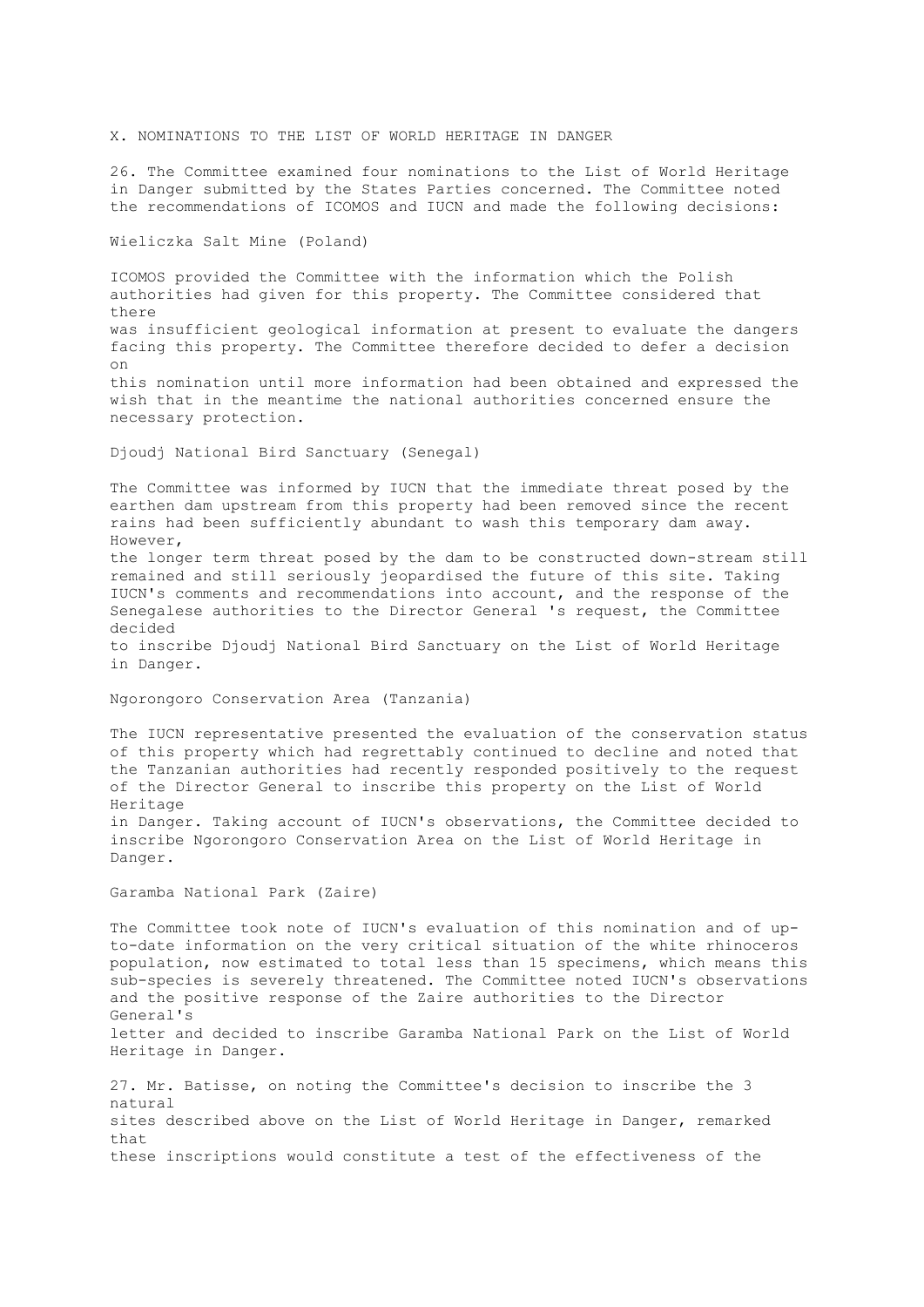## X. NOMINATIONS TO THE LIST OF WORLD HERITAGE IN DANGER

26. The Committee examined four nominations to the List of World Heritage in Danger submitted by the States Parties concerned. The Committee noted the recommendations of ICOMOS and IUCN and made the following decisions:

### Wieliczka Salt Mine (Poland)

ICOMOS provided the Committee with the information which the Polish authorities had given for this property. The Committee considered that there was insufficient geological information at present to evaluate the dangers facing this property. The Committee therefore decided to defer a decision on this nomination until more information had been obtained and expressed the wish that in the meantime the national authorities concerned ensure the necessary protection.

### Djoudj National Bird Sanctuary (Senegal)

The Committee was informed by IUCN that the immediate threat posed by the earthen dam upstream from this property had been removed since the recent rains had been sufficiently abundant to wash this temporary dam away. However, the longer term threat posed by the dam to be constructed down-stream still remained and still seriously jeopardised the future of this site. Taking IUCN's comments and recommendations into account, and the response of the Senegalese authorities to the Director General 's request, the Committee decided to inscribe Djoudj National Bird Sanctuary on the List of World Heritage in Danger.

### Ngorongoro Conservation Area (Tanzania)

The IUCN representative presented the evaluation of the conservation status of this property which had regrettably continued to decline and noted that the Tanzanian authorities had recently responded positively to the request of the Director General to inscribe this property on the List of World Heritage in Danger. Taking account of IUCN's observations, the Committee decided to inscribe Ngorongoro Conservation Area on the List of World Heritage in Danger.

### Garamba National Park (Zaire)

The Committee took note of IUCN's evaluation of this nomination and of up-to-date information on the very critical situation of the white rhinoceros population, now estimated to total less than 15 specimens, which means this sub-species is severely threatened. The Committee noted IUCN's observations and the positive response of the Zaire authorities to the Director General's letter and decided to inscribe Garamba National Park on the List of World Heritage in Danger.

27. Mr. Batisse, on noting the Committee's decision to inscribe the 3 natural sites described above on the List of World Heritage in Danger, remarked that these inscriptions would constitute a test of the effectiveness of the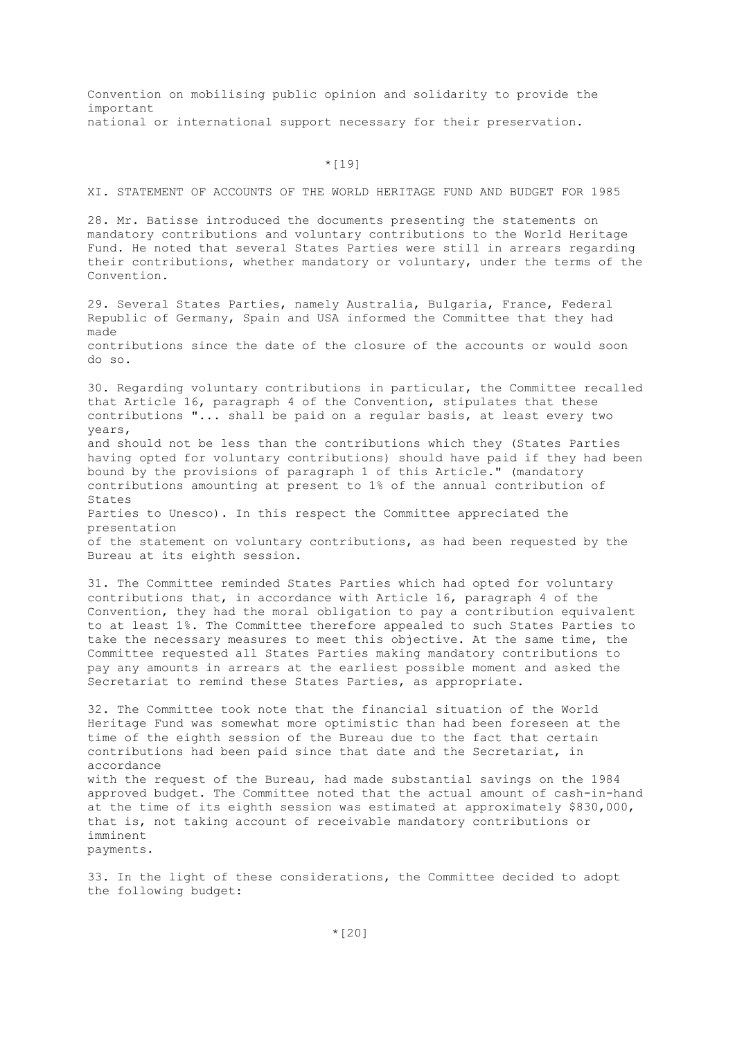Convention on mobilising public opinion and solidarity to provide the important national or international support necessary for their preservation.

*[19]

## XI. STATEMENT OF ACCOUNTS OF THE WORLD HERITAGE FUND AND BUDGET FOR 1985

28. Mr. Batisse introduced the documents presenting the statements on mandatory contributions and voluntary contributions to the World Heritage Fund. He noted that several States Parties were still in arrears regarding their contributions, whether mandatory or voluntary, under the terms of the Convention.

29. Several States Parties, namely Australia, Bulgaria, France, Federal Republic of Germany, Spain and USA informed the Committee that they had made contributions since the date of the closure of the accounts or would soon do so.

30. Regarding voluntary contributions in particular, the Committee recalled that Article 16, paragraph 4 of the Convention, stipulates that these contributions "... shall be paid on a regular basis, at least every two years, and should not be less than the contributions which they (States Parties having opted for voluntary contributions) should have paid if they had been bound by the provisions of paragraph 1 of this Article." (mandatory contributions amounting at present to 1% of the annual contribution of States Parties to Unesco). In this respect the Committee appreciated the presentation of the statement on voluntary contributions, as had been requested by the Bureau at its eighth session.

31. The Committee reminded States Parties which had opted for voluntary contributions that, in accordance with Article 16, paragraph 4 of the Convention, they had the moral obligation to pay a contribution equivalent to at least 1%. The Committee therefore appealed to such States Parties to take the necessary measures to meet this objective. At the same time, the Committee requested all States Parties making mandatory contributions to pay any amounts in arrears at the earliest possible moment and asked the Secretariat to remind these States Parties, as appropriate.

32. The Committee took note that the financial situation of the World Heritage Fund was somewhat more optimistic than had been foreseen at the time of the eighth session of the Bureau due to the fact that certain contributions had been paid since that date and the Secretariat, in accordance with the request of the Bureau, had made substantial savings on the 1984 approved budget. The Committee noted that the actual amount of cash-in-hand at the time of its eighth session was estimated at approximately $830,000, that is, not taking account of receivable mandatory contributions or imminent payments.

33. In the light of these considerations, the Committee decided to adopt the following budget:

*[20]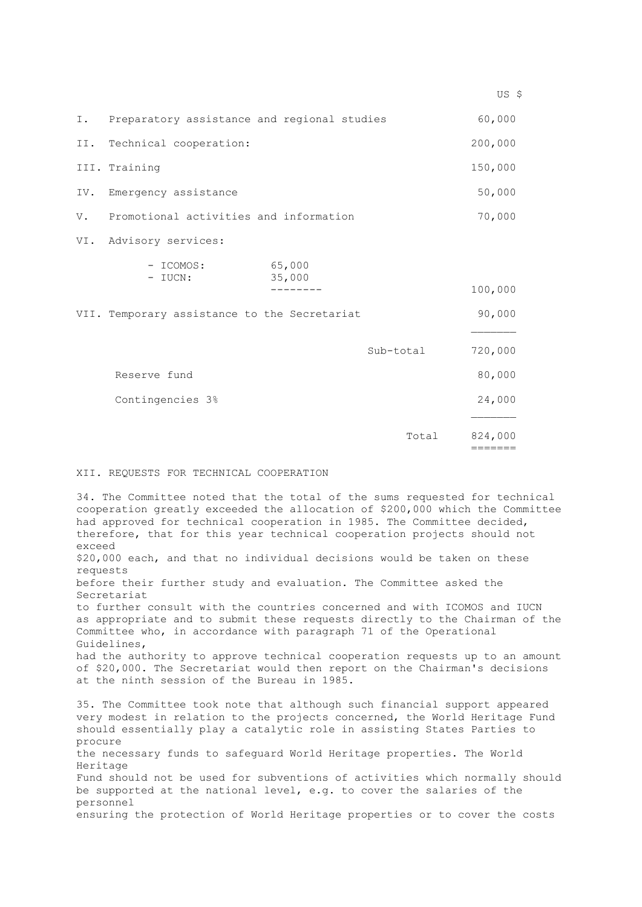| | | | US $ |
|---|---|---|---|
| I. | Preparatory assistance and regional studies | | 60,000 |
| II. | Technical cooperation: | | 200,000 |
| III. | Training | | 150,000 |
| IV. | Emergency assistance | | 50,000 |
| V. | Promotional activities and information | | 70,000 |
| VI. | Advisory services: | | |
| | - ICOMOS: | 65,000 | |
| | - IUCN: | 35,000 | 100,000 |
| VII. | Temporary assistance to the Secretariat | | 90,000 |
| | | Sub-total | 720,000 |
| | Reserve fund | | 80,000 |
| | Contingencies 3% | | 24,000 |
| | | Total | 824,000 |

## XII. REQUESTS FOR TECHNICAL COOPERATION

34. The Committee noted that the total of the sums requested for technical cooperation greatly exceeded the allocation of $200,000 which the Committee had approved for technical cooperation in 1985. The Committee decided, therefore, that for this year technical cooperation projects should not exceed $20,000 each, and that no individual decisions would be taken on these requests before their further study and evaluation. The Committee asked the Secretariat to further consult with the countries concerned and with ICOMOS and IUCN as appropriate and to submit these requests directly to the Chairman of the Committee who, in accordance with paragraph 71 of the Operational Guidelines, had the authority to approve technical cooperation requests up to an amount of $20,000. The Secretariat would then report on the Chairman's decisions at the ninth session of the Bureau in 1985.

35. The Committee took note that although such financial support appeared very modest in relation to the projects concerned, the World Heritage Fund should essentially play a catalytic role in assisting States Parties to procure the necessary funds to safeguard World Heritage properties. The World Heritage Fund should not be used for subventions of activities which normally should be supported at the national level, e.g. to cover the salaries of the personnel ensuring the protection of World Heritage properties or to cover the costs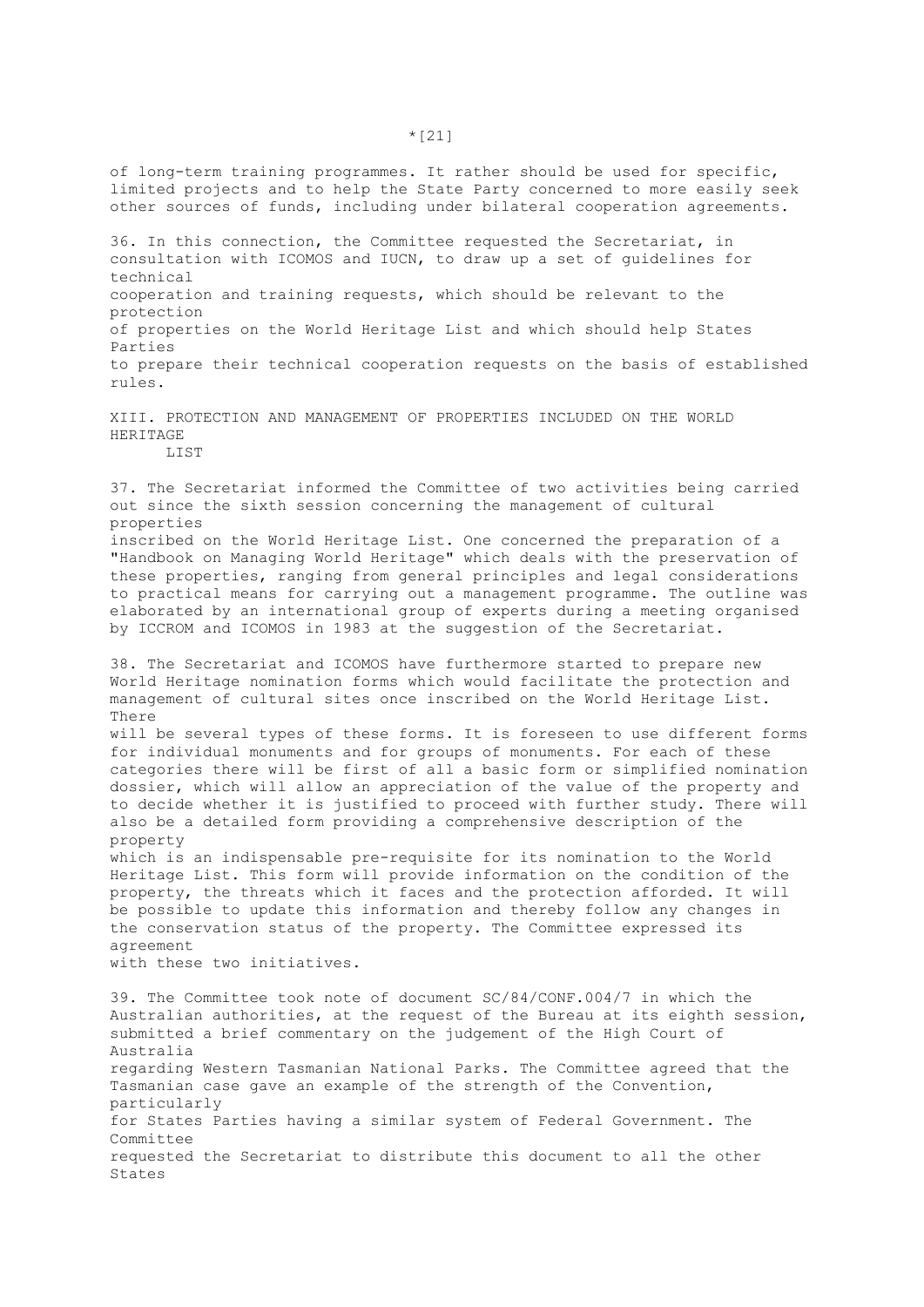of long-term training programmes. It rather should be used for specific, limited projects and to help the State Party concerned to more easily seek other sources of funds, including under bilateral cooperation agreements.

36. In this connection, the Committee requested the Secretariat, in consultation with ICOMOS and IUCN, to draw up a set of guidelines for technical cooperation and training requests, which should be relevant to the protection of properties on the World Heritage List and which should help States Parties to prepare their technical cooperation requests on the basis of established rules.

## XIII. PROTECTION AND MANAGEMENT OF PROPERTIES INCLUDED ON THE WORLD HERITAGE LIST

37. The Secretariat informed the Committee of two activities being carried out since the sixth session concerning the management of cultural properties inscribed on the World Heritage List. One concerned the preparation of a "Handbook on Managing World Heritage" which deals with the preservation of these properties, ranging from general principles and legal considerations to practical means for carrying out a management programme. The outline was elaborated by an international group of experts during a meeting organised by ICCROM and ICOMOS in 1983 at the suggestion of the Secretariat.

38. The Secretariat and ICOMOS have furthermore started to prepare new World Heritage nomination forms which would facilitate the protection and management of cultural sites once inscribed on the World Heritage List. There will be several types of these forms. It is foreseen to use different forms for individual monuments and for groups of monuments. For each of these categories there will be first of all a basic form or simplified nomination dossier, which will allow an appreciation of the value of the property and to decide whether it is justified to proceed with further study. There will also be a detailed form providing a comprehensive description of the property which is an indispensable pre-requisite for its nomination to the World Heritage List. This form will provide information on the condition of the property, the threats which it faces and the protection afforded. It will be possible to update this information and thereby follow any changes in the conservation status of the property. The Committee expressed its agreement with these two initiatives.

39. The Committee took note of document SC/84/CONF.004/7 in which the Australian authorities, at the request of the Bureau at its eighth session, submitted a brief commentary on the judgement of the High Court of Australia regarding Western Tasmanian National Parks. The Committee agreed that the Tasmanian case gave an example of the strength of the Convention, particularly for States Parties having a similar system of Federal Government. The Committee requested the Secretariat to distribute this document to all the other States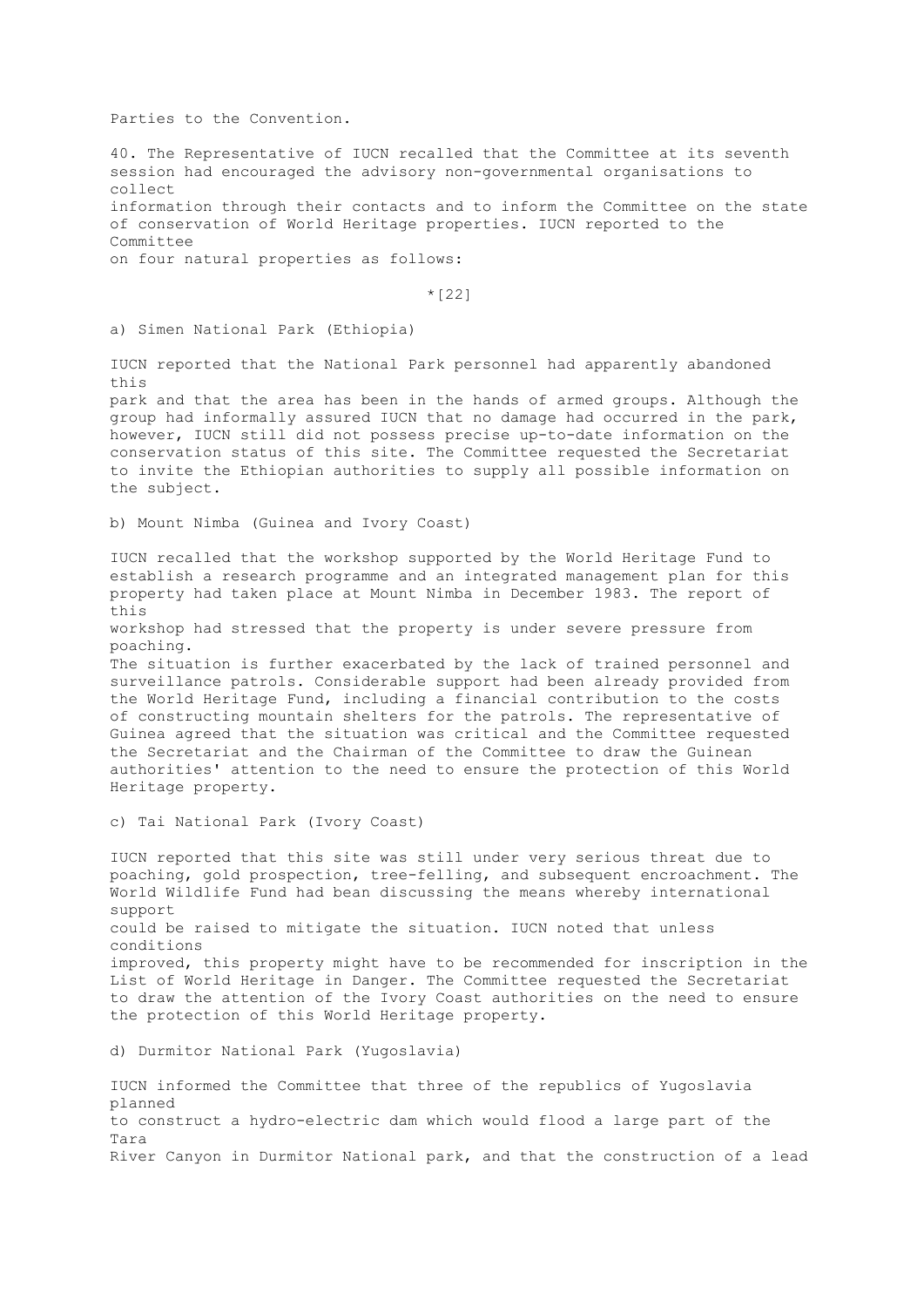Parties to the Convention.

40. The Representative of IUCN recalled that the Committee at its seventh session had encouraged the advisory non-governmental organisations to collect information through their contacts and to inform the Committee on the state of conservation of World Heritage properties. IUCN reported to the Committee on four natural properties as follows:

*[22]

a) Simen National Park (Ethiopia)

IUCN reported that the National Park personnel had apparently abandoned this park and that the area has been in the hands of armed groups. Although the group had informally assured IUCN that no damage had occurred in the park, however, IUCN still did not possess precise up-to-date information on the conservation status of this site. The Committee requested the Secretariat to invite the Ethiopian authorities to supply all possible information on the subject.

b) Mount Nimba (Guinea and Ivory Coast)

IUCN recalled that the workshop supported by the World Heritage Fund to establish a research programme and an integrated management plan for this property had taken place at Mount Nimba in December 1983. The report of this workshop had stressed that the property is under severe pressure from poaching. The situation is further exacerbated by the lack of trained personnel and surveillance patrols. Considerable support had been already provided from the World Heritage Fund, including a financial contribution to the costs of constructing mountain shelters for the patrols. The representative of Guinea agreed that the situation was critical and the Committee requested the Secretariat and the Chairman of the Committee to draw the Guinean authorities' attention to the need to ensure the protection of this World Heritage property.

c) Tai National Park (Ivory Coast)

IUCN reported that this site was still under very serious threat due to poaching, gold prospection, tree-felling, and subsequent encroachment. The World Wildlife Fund had bean discussing the means whereby international support could be raised to mitigate the situation. IUCN noted that unless conditions improved, this property might have to be recommended for inscription in the List of World Heritage in Danger. The Committee requested the Secretariat to draw the attention of the Ivory Coast authorities on the need to ensure the protection of this World Heritage property.

d) Durmitor National Park (Yugoslavia)

IUCN informed the Committee that three of the republics of Yugoslavia planned to construct a hydro-electric dam which would flood a large part of the Tara River Canyon in Durmitor National park, and that the construction of a lead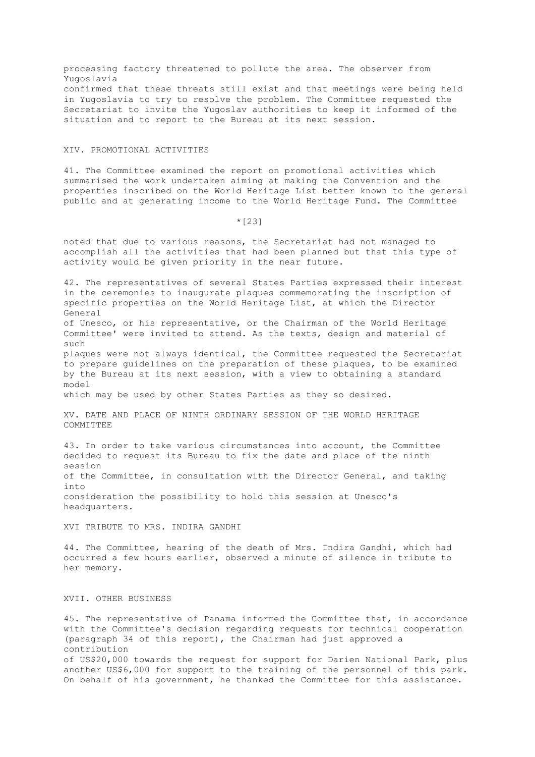processing factory threatened to pollute the area. The observer from Yugoslavia confirmed that these threats still exist and that meetings were being held in Yugoslavia to try to resolve the problem. The Committee requested the Secretariat to invite the Yugoslav authorities to keep it informed of the situation and to report to the Bureau at its next session.

## XIV. PROMOTIONAL ACTIVITIES

41. The Committee examined the report on promotional activities which summarised the work undertaken aiming at making the Convention and the properties inscribed on the World Heritage List better known to the general public and at generating income to the World Heritage Fund. The Committee

*[23]

noted that due to various reasons, the Secretariat had not managed to accomplish all the activities that had been planned but that this type of activity would be given priority in the near future.

42. The representatives of several States Parties expressed their interest in the ceremonies to inaugurate plaques commemorating the inscription of specific properties on the World Heritage List, at which the Director General of Unesco, or his representative, or the Chairman of the World Heritage Committee' were invited to attend. As the texts, design and material of such plaques were not always identical, the Committee requested the Secretariat to prepare guidelines on the preparation of these plaques, to be examined by the Bureau at its next session, with a view to obtaining a standard model which may be used by other States Parties as they so desired.

## XV. DATE AND PLACE OF NINTH ORDINARY SESSION OF THE WORLD HERITAGE COMMITTEE

43. In order to take various circumstances into account, the Committee decided to request its Bureau to fix the date and place of the ninth session of the Committee, in consultation with the Director General, and taking into consideration the possibility to hold this session at Unesco's headquarters.

## XVI TRIBUTE TO MRS. INDIRA GANDHI

44. The Committee, hearing of the death of Mrs. Indira Gandhi, which had occurred a few hours earlier, observed a minute of silence in tribute to her memory.

## XVII. OTHER BUSINESS

45. The representative of Panama informed the Committee that, in accordance with the Committee's decision regarding requests for technical cooperation (paragraph 34 of this report), the Chairman had just approved a contribution of US$20,000 towards the request for support for Darien National Park, plus another US$6,000 for support to the training of the personnel of this park. On behalf of his government, he thanked the Committee for this assistance.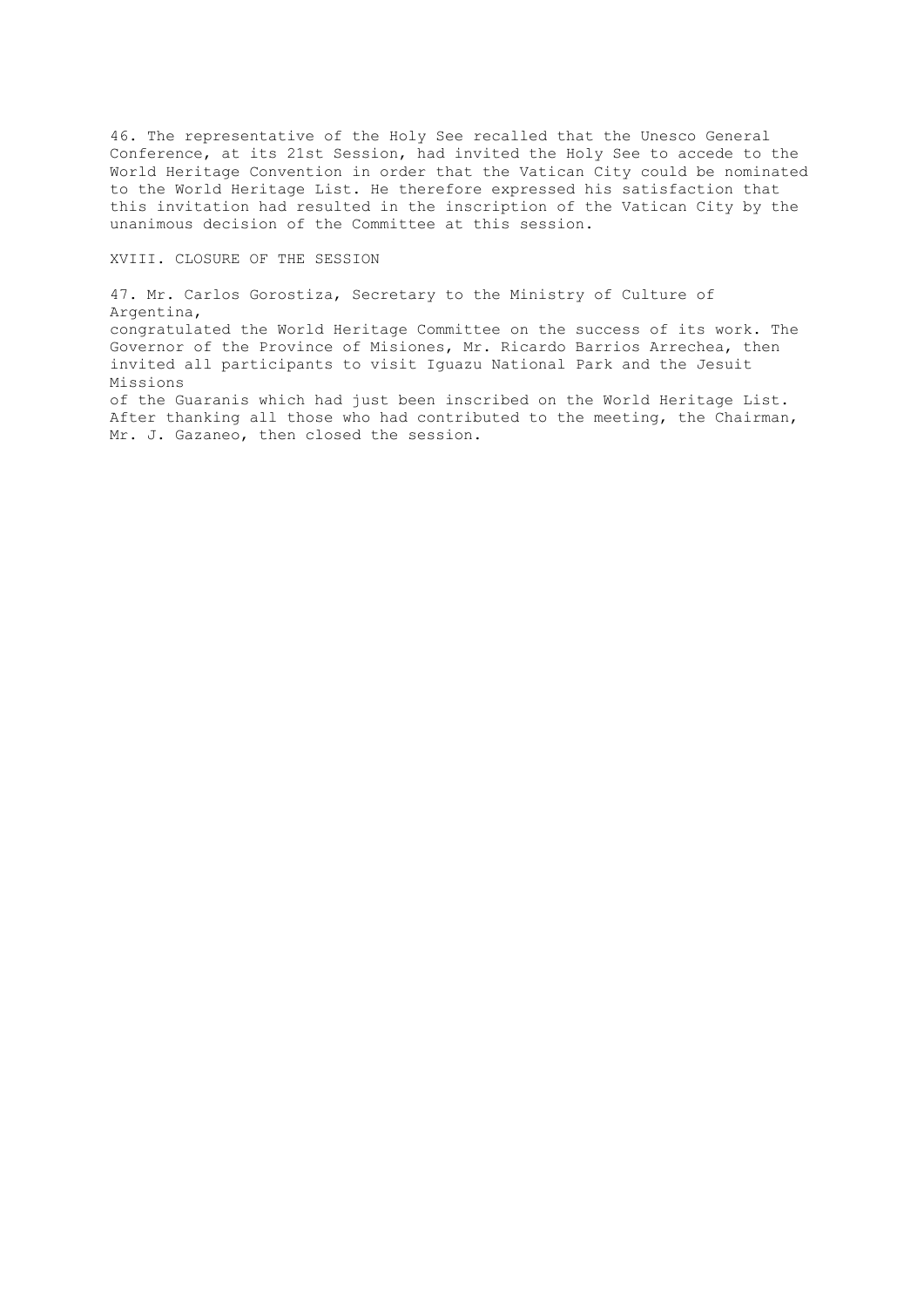46. The representative of the Holy See recalled that the Unesco General Conference, at its 21st Session, had invited the Holy See to accede to the World Heritage Convention in order that the Vatican City could be nominated to the World Heritage List. He therefore expressed his satisfaction that this invitation had resulted in the inscription of the Vatican City by the unanimous decision of the Committee at this session.

## XVIII. CLOSURE OF THE SESSION

47. Mr. Carlos Gorostiza, Secretary to the Ministry of Culture of Argentina, congratulated the World Heritage Committee on the success of its work. The Governor of the Province of Misiones, Mr. Ricardo Barrios Arrechea, then invited all participants to visit Iguazu National Park and the Jesuit Missions of the Guaranis which had just been inscribed on the World Heritage List. After thanking all those who had contributed to the meeting, the Chairman, Mr. J. Gazaneo, then closed the session.